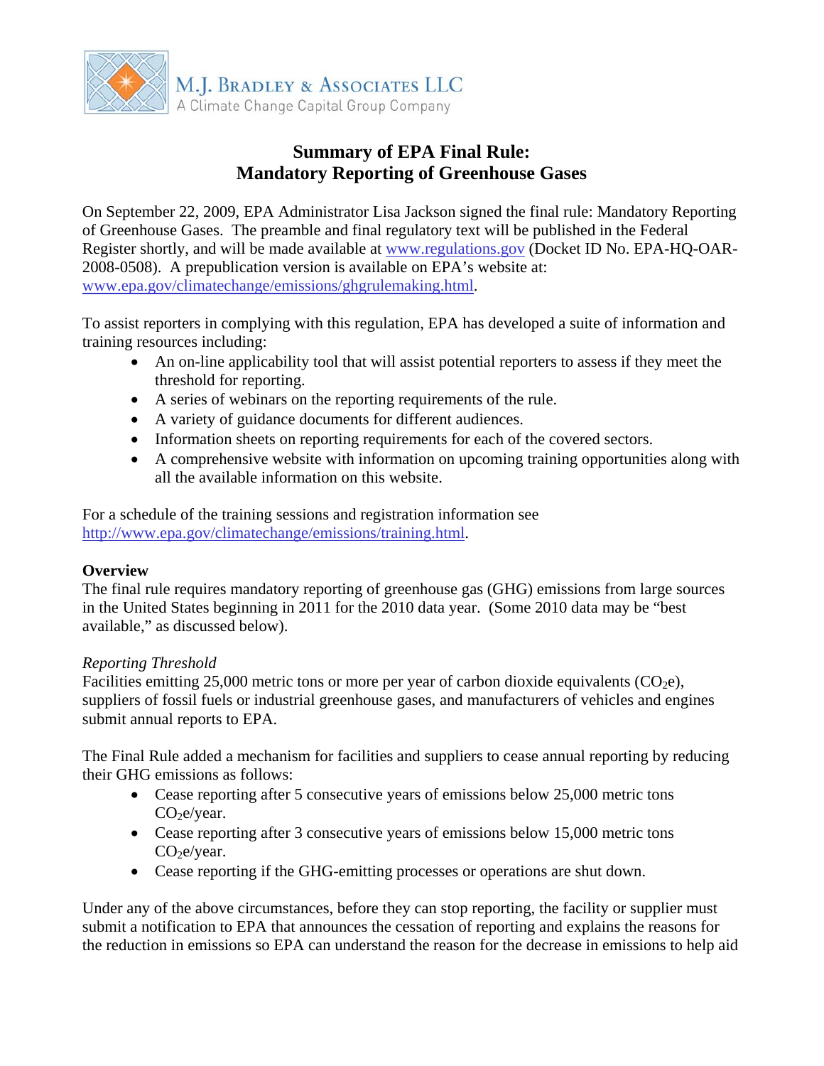M.J. Bradley & Associates LLC
A Climate Change Capital Group Company

# Summary of EPA Final Rule: Mandatory Reporting of Greenhouse Gases

On September 22, 2009, EPA Administrator Lisa Jackson signed the final rule: Mandatory Reporting of Greenhouse Gases. The preamble and final regulatory text will be published in the Federal Register shortly, and will be made available at www.regulations.gov (Docket ID No. EPA-HQ-OAR-2008-0508). A prepublication version is available on EPA's website at: www.epa.gov/climatechange/emissions/ghgrulemaking.html.

To assist reporters in complying with this regulation, EPA has developed a suite of information and training resources including:

- An on-line applicability tool that will assist potential reporters to assess if they meet the threshold for reporting.
- A series of webinars on the reporting requirements of the rule.
- A variety of guidance documents for different audiences.
- Information sheets on reporting requirements for each of the covered sectors.
- A comprehensive website with information on upcoming training opportunities along with all the available information on this website.

For a schedule of the training sessions and registration information see http://www.epa.gov/climatechange/emissions/training.html.

**Overview**

The final rule requires mandatory reporting of greenhouse gas (GHG) emissions from large sources in the United States beginning in 2011 for the 2010 data year. (Some 2010 data may be "best available," as discussed below).

*Reporting Threshold*

Facilities emitting 25,000 metric tons or more per year of carbon dioxide equivalents ($CO_2e$), suppliers of fossil fuels or industrial greenhouse gases, and manufacturers of vehicles and engines submit annual reports to EPA.

The Final Rule added a mechanism for facilities and suppliers to cease annual reporting by reducing their GHG emissions as follows:

- Cease reporting after 5 consecutive years of emissions below 25,000 metric tons $CO_2e$/year.
- Cease reporting after 3 consecutive years of emissions below 15,000 metric tons $CO_2e$/year.
- Cease reporting if the GHG-emitting processes or operations are shut down.

Under any of the above circumstances, before they can stop reporting, the facility or supplier must submit a notification to EPA that announces the cessation of reporting and explains the reasons for the reduction in emissions so EPA can understand the reason for the decrease in emissions to help aid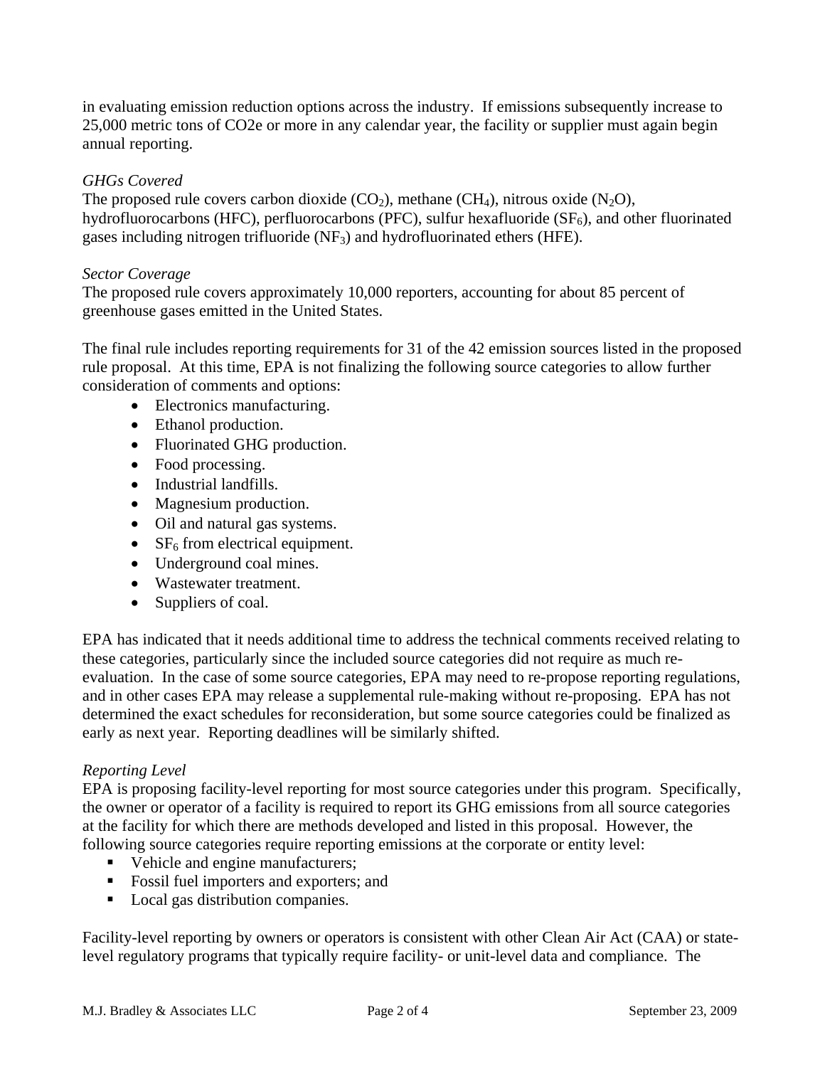in evaluating emission reduction options across the industry. If emissions subsequently increase to 25,000 metric tons of CO2e or more in any calendar year, the facility or supplier must again begin annual reporting.

*GHGs Covered*

The proposed rule covers carbon dioxide ($CO_2$), methane ($CH_4$), nitrous oxide ($N_2O$), hydrofluorocarbons (HFC), perfluorocarbons (PFC), sulfur hexafluoride ($SF_6$), and other fluorinated gases including nitrogen trifluoride ($NF_3$) and hydrofluorinated ethers (HFE).

*Sector Coverage*

The proposed rule covers approximately 10,000 reporters, accounting for about 85 percent of greenhouse gases emitted in the United States.

The final rule includes reporting requirements for 31 of the 42 emission sources listed in the proposed rule proposal. At this time, EPA is not finalizing the following source categories to allow further consideration of comments and options:

- Electronics manufacturing.
- Ethanol production.
- Fluorinated GHG production.
- Food processing.
- Industrial landfills.
- Magnesium production.
- Oil and natural gas systems.
- $SF_6$ from electrical equipment.
- Underground coal mines.
- Wastewater treatment.
- Suppliers of coal.

EPA has indicated that it needs additional time to address the technical comments received relating to these categories, particularly since the included source categories did not require as much re-evaluation. In the case of some source categories, EPA may need to re-propose reporting regulations, and in other cases EPA may release a supplemental rule-making without re-proposing. EPA has not determined the exact schedules for reconsideration, but some source categories could be finalized as early as next year. Reporting deadlines will be similarly shifted.

*Reporting Level*

EPA is proposing facility-level reporting for most source categories under this program. Specifically, the owner or operator of a facility is required to report its GHG emissions from all source categories at the facility for which there are methods developed and listed in this proposal. However, the following source categories require reporting emissions at the corporate or entity level:

- Vehicle and engine manufacturers;
- Fossil fuel importers and exporters; and
- Local gas distribution companies.

Facility-level reporting by owners or operators is consistent with other Clean Air Act (CAA) or state-level regulatory programs that typically require facility- or unit-level data and compliance. The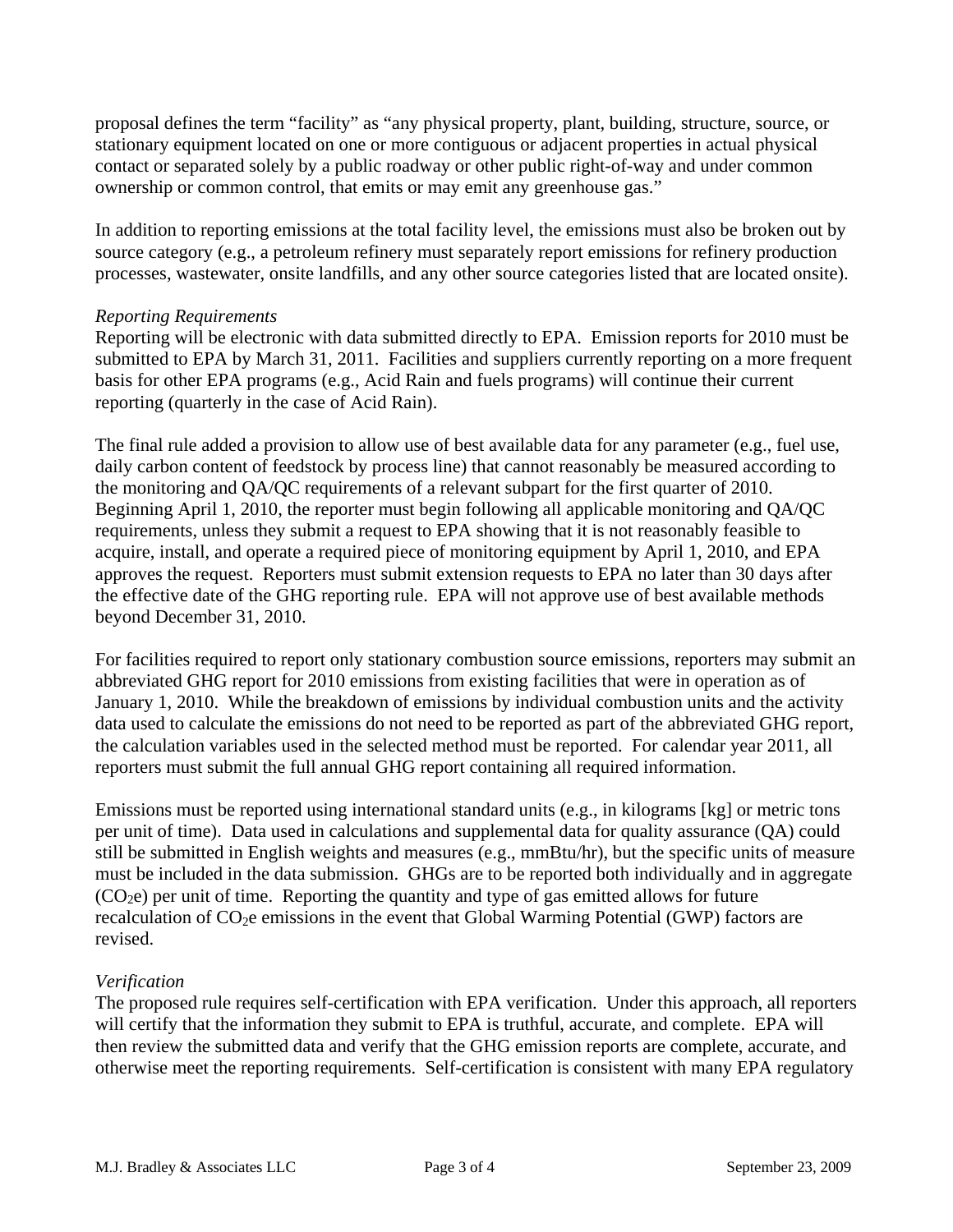proposal defines the term "facility" as "any physical property, plant, building, structure, source, or stationary equipment located on one or more contiguous or adjacent properties in actual physical contact or separated solely by a public roadway or other public right-of-way and under common ownership or common control, that emits or may emit any greenhouse gas."

In addition to reporting emissions at the total facility level, the emissions must also be broken out by source category (e.g., a petroleum refinery must separately report emissions for refinery production processes, wastewater, onsite landfills, and any other source categories listed that are located onsite).

*Reporting Requirements*

Reporting will be electronic with data submitted directly to EPA. Emission reports for 2010 must be submitted to EPA by March 31, 2011. Facilities and suppliers currently reporting on a more frequent basis for other EPA programs (e.g., Acid Rain and fuels programs) will continue their current reporting (quarterly in the case of Acid Rain).

The final rule added a provision to allow use of best available data for any parameter (e.g., fuel use, daily carbon content of feedstock by process line) that cannot reasonably be measured according to the monitoring and QA/QC requirements of a relevant subpart for the first quarter of 2010. Beginning April 1, 2010, the reporter must begin following all applicable monitoring and QA/QC requirements, unless they submit a request to EPA showing that it is not reasonably feasible to acquire, install, and operate a required piece of monitoring equipment by April 1, 2010, and EPA approves the request. Reporters must submit extension requests to EPA no later than 30 days after the effective date of the GHG reporting rule. EPA will not approve use of best available methods beyond December 31, 2010.

For facilities required to report only stationary combustion source emissions, reporters may submit an abbreviated GHG report for 2010 emissions from existing facilities that were in operation as of January 1, 2010. While the breakdown of emissions by individual combustion units and the activity data used to calculate the emissions do not need to be reported as part of the abbreviated GHG report, the calculation variables used in the selected method must be reported. For calendar year 2011, all reporters must submit the full annual GHG report containing all required information.

Emissions must be reported using international standard units (e.g., in kilograms [kg] or metric tons per unit of time). Data used in calculations and supplemental data for quality assurance (QA) could still be submitted in English weights and measures (e.g., mmBtu/hr), but the specific units of measure must be included in the data submission. GHGs are to be reported both individually and in aggregate ($CO_2e$) per unit of time. Reporting the quantity and type of gas emitted allows for future recalculation of $CO_2e$ emissions in the event that Global Warming Potential (GWP) factors are revised.

*Verification*

The proposed rule requires self-certification with EPA verification. Under this approach, all reporters will certify that the information they submit to EPA is truthful, accurate, and complete. EPA will then review the submitted data and verify that the GHG emission reports are complete, accurate, and otherwise meet the reporting requirements. Self-certification is consistent with many EPA regulatory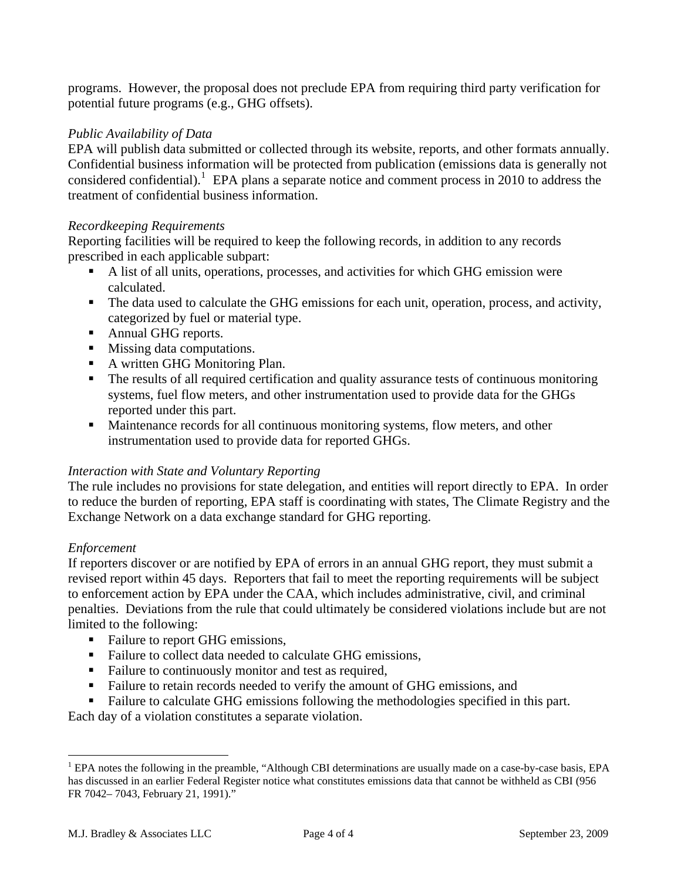programs. However, the proposal does not preclude EPA from requiring third party verification for potential future programs (e.g., GHG offsets).

*Public Availability of Data*

EPA will publish data submitted or collected through its website, reports, and other formats annually. Confidential business information will be protected from publication (emissions data is generally not considered confidential).[1] EPA plans a separate notice and comment process in 2010 to address the treatment of confidential business information.

*Recordkeeping Requirements*

Reporting facilities will be required to keep the following records, in addition to any records prescribed in each applicable subpart:

- A list of all units, operations, processes, and activities for which GHG emission were calculated.
- The data used to calculate the GHG emissions for each unit, operation, process, and activity, categorized by fuel or material type.
- Annual GHG reports.
- Missing data computations.
- A written GHG Monitoring Plan.
- The results of all required certification and quality assurance tests of continuous monitoring systems, fuel flow meters, and other instrumentation used to provide data for the GHGs reported under this part.
- Maintenance records for all continuous monitoring systems, flow meters, and other instrumentation used to provide data for reported GHGs.

*Interaction with State and Voluntary Reporting*

The rule includes no provisions for state delegation, and entities will report directly to EPA. In order to reduce the burden of reporting, EPA staff is coordinating with states, The Climate Registry and the Exchange Network on a data exchange standard for GHG reporting.

*Enforcement*

If reporters discover or are notified by EPA of errors in an annual GHG report, they must submit a revised report within 45 days. Reporters that fail to meet the reporting requirements will be subject to enforcement action by EPA under the CAA, which includes administrative, civil, and criminal penalties. Deviations from the rule that could ultimately be considered violations include but are not limited to the following:

- Failure to report GHG emissions,
- Failure to collect data needed to calculate GHG emissions,
- Failure to continuously monitor and test as required,
- Failure to retain records needed to verify the amount of GHG emissions, and
- Failure to calculate GHG emissions following the methodologies specified in this part.

Each day of a violation constitutes a separate violation.

---

[1] EPA notes the following in the preamble, "Although CBI determinations are usually made on a case-by-case basis, EPA has discussed in an earlier Federal Register notice what constitutes emissions data that cannot be withheld as CBI (956 FR 7042– 7043, February 21, 1991)."